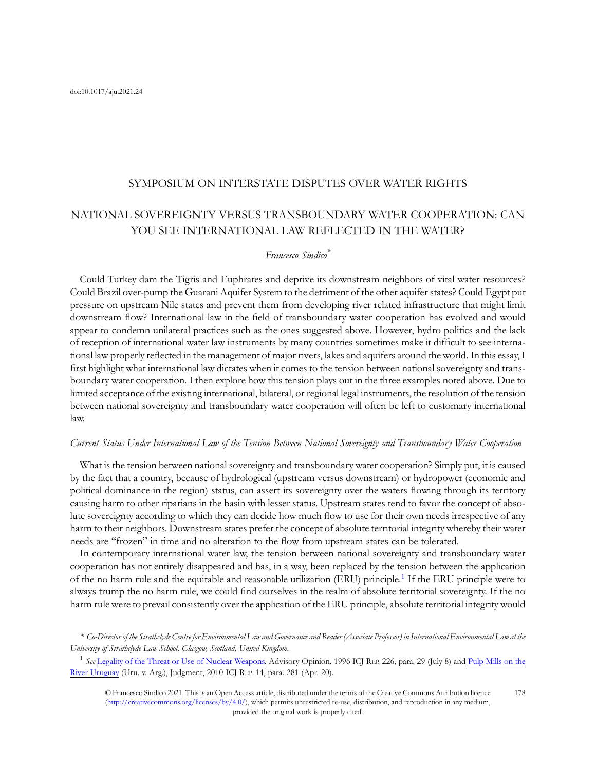doi:10.1017/aju.2021.24

## SYMPOSIUM ON INTERSTATE DISPUTES OVER WATER RIGHTS

# NATIONAL SOVEREIGNTY VERSUS TRANSBOUNDARY WATER COOPERATION: CAN YOU SEE INTERNATIONAL LAW REFLECTED IN THE WATER?

*Francesco Sindico*[*]

Could Turkey dam the Tigris and Euphrates and deprive its downstream neighbors of vital water resources? Could Brazil over-pump the Guarani Aquifer System to the detriment of the other aquifer states? Could Egypt put pressure on upstream Nile states and prevent them from developing river related infrastructure that might limit downstream flow? International law in the field of transboundary water cooperation has evolved and would appear to condemn unilateral practices such as the ones suggested above. However, hydro politics and the lack of reception of international water law instruments by many countries sometimes make it difficult to see international law properly reflected in the management of major rivers, lakes and aquifers around the world. In this essay, I first highlight what international law dictates when it comes to the tension between national sovereignty and transboundary water cooperation. I then explore how this tension plays out in the three examples noted above. Due to limited acceptance of the existing international, bilateral, or regional legal instruments, the resolution of the tension between national sovereignty and transboundary water cooperation will often be left to customary international law.

### *Current Status Under International Law of the Tension Between National Sovereignty and Transboundary Water Cooperation*

What is the tension between national sovereignty and transboundary water cooperation? Simply put, it is caused by the fact that a country, because of hydrological (upstream versus downstream) or hydropower (economic and political dominance in the region) status, can assert its sovereignty over the waters flowing through its territory causing harm to other riparians in the basin with lesser status. Upstream states tend to favor the concept of absolute sovereignty according to which they can decide how much flow to use for their own needs irrespective of any harm to their neighbors. Downstream states prefer the concept of absolute territorial integrity whereby their water needs are "frozen" in time and no alteration to the flow from upstream states can be tolerated.

In contemporary international water law, the tension between national sovereignty and transboundary water cooperation has not entirely disappeared and has, in a way, been replaced by the tension between the application of the no harm rule and the equitable and reasonable utilization (ERU) principle.[1] If the ERU principle were to always trump the no harm rule, we could find ourselves in the realm of absolute territorial sovereignty. If the no harm rule were to prevail consistently over the application of the ERU principle, absolute territorial integrity would

---

\* *Co-Director of the Strathclyde Centre for Environmental Law and Governance and Reader (Associate Professor) in International Environmental Law at the University of Strathclyde Law School, Glasgow, Scotland, United Kingdom.*

[1] *See* Legality of the Threat or Use of Nuclear Weapons, Advisory Opinion, 1996 ICJ REP. 226, para. 29 (July 8) and Pulp Mills on the River Uruguay (Uru. v. Arg.), Judgment, 2010 ICJ REP. 14, para. 281 (Apr. 20).

© Francesco Sindico 2021. This is an Open Access article, distributed under the terms of the Creative Commons Attribution licence (http://creativecommons.org/licenses/by/4.0/), which permits unrestricted re-use, distribution, and reproduction in any medium, provided the original work is properly cited.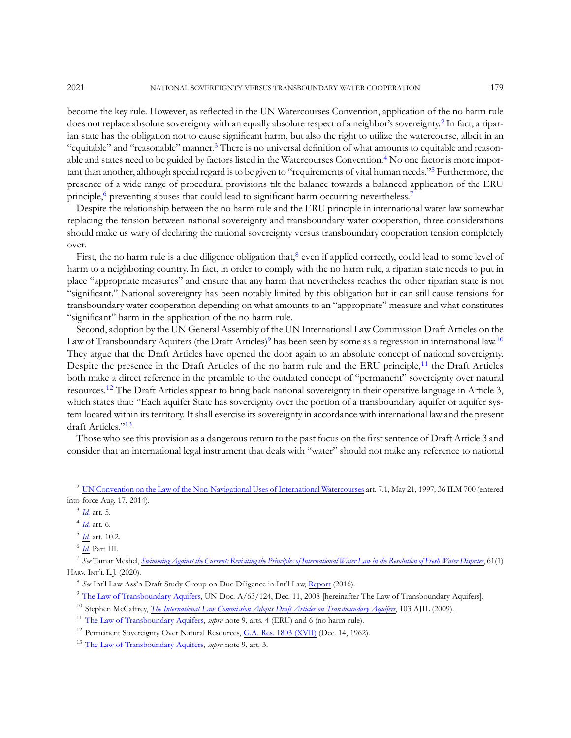become the key rule. However, as reflected in the UN Watercourses Convention, application of the no harm rule does not replace absolute sovereignty with an equally absolute respect of a neighbor's sovereignty.[2] In fact, a riparian state has the obligation not to cause significant harm, but also the right to utilize the watercourse, albeit in an "equitable" and "reasonable" manner.[3] There is no universal definition of what amounts to equitable and reasonable and states need to be guided by factors listed in the Watercourses Convention.[4] No one factor is more important than another, although special regard is to be given to "requirements of vital human needs."[5] Furthermore, the presence of a wide range of procedural provisions tilt the balance towards a balanced application of the ERU principle,[6] preventing abuses that could lead to significant harm occurring nevertheless.[7]

Despite the relationship between the no harm rule and the ERU principle in international water law somewhat replacing the tension between national sovereignty and transboundary water cooperation, three considerations should make us wary of declaring the national sovereignty versus transboundary cooperation tension completely over.

First, the no harm rule is a due diligence obligation that,[8] even if applied correctly, could lead to some level of harm to a neighboring country. In fact, in order to comply with the no harm rule, a riparian state needs to put in place "appropriate measures" and ensure that any harm that nevertheless reaches the other riparian state is not "significant." National sovereignty has been notably limited by this obligation but it can still cause tensions for transboundary water cooperation depending on what amounts to an "appropriate" measure and what constitutes "significant" harm in the application of the no harm rule.

Second, adoption by the UN General Assembly of the UN International Law Commission Draft Articles on the Law of Transboundary Aquifers (the Draft Articles)[9] has been seen by some as a regression in international law.[10] They argue that the Draft Articles have opened the door again to an absolute concept of national sovereignty. Despite the presence in the Draft Articles of the no harm rule and the ERU principle,[11] the Draft Articles both make a direct reference in the preamble to the outdated concept of "permanent" sovereignty over natural resources.[12] The Draft Articles appear to bring back national sovereignty in their operative language in Article 3, which states that: "Each aquifer State has sovereignty over the portion of a transboundary aquifer or aquifer system located within its territory. It shall exercise its sovereignty in accordance with international law and the present draft Articles."[13]

Those who see this provision as a dangerous return to the past focus on the first sentence of Draft Article 3 and consider that an international legal instrument that deals with "water" should not make any reference to national

---

[2] UN Convention on the Law of the Non-Navigational Uses of International Watercourses art. 7.1, May 21, 1997, 36 ILM 700 (entered into force Aug. 17, 2014).

[3] *Id.* art. 5.

[4] *Id.* art. 6.

[5] *Id.* art. 10.2.

[6] *Id.* Part III.

[7] *See* Tamar Meshel, *Swimming Against the Current: Revisiting the Principles of International Water Law in the Resolution of Fresh Water Disputes*, 61(1) Harv. Int'l L.J. (2020).

[8] *See* Int'l Law Ass'n Draft Study Group on Due Diligence in Int'l Law, Report (2016).

[9] The Law of Transboundary Aquifers, UN Doc. A/63/124, Dec. 11, 2008 [hereinafter The Law of Transboundary Aquifers].

[10] Stephen McCaffrey, *The International Law Commission Adopts Draft Articles on Transboundary Aquifers*, 103 AJIL (2009).

[11] The Law of Transboundary Aquifers, *supra* note 9, arts. 4 (ERU) and 6 (no harm rule).

[12] Permanent Sovereignty Over Natural Resources, G.A. Res. 1803 (XVII) (Dec. 14, 1962).

[13] The Law of Transboundary Aquifers, *supra* note 9, art. 3.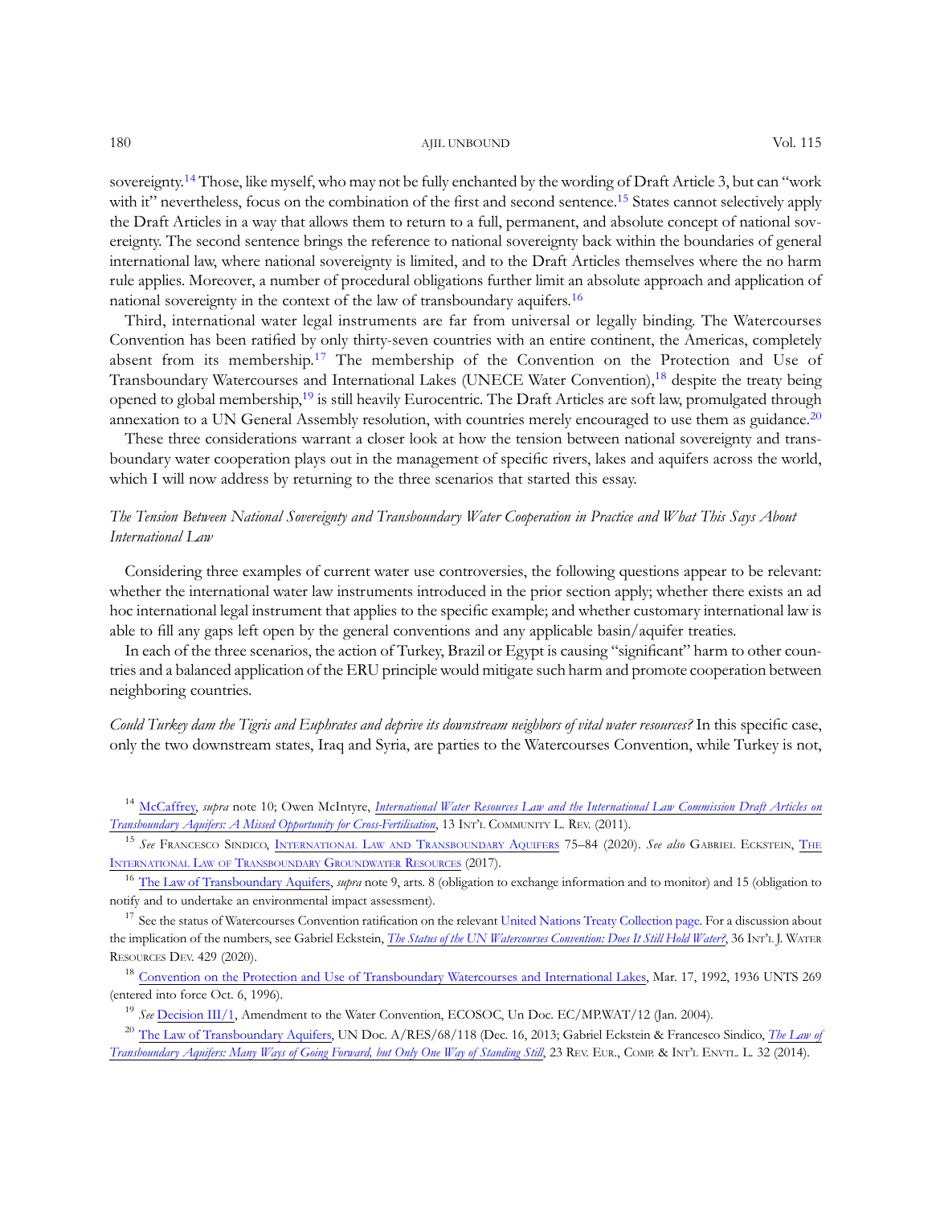sovereignty.[14] Those, like myself, who may not be fully enchanted by the wording of Draft Article 3, but can "work with it" nevertheless, focus on the combination of the first and second sentence.[15] States cannot selectively apply the Draft Articles in a way that allows them to return to a full, permanent, and absolute concept of national sovereignty. The second sentence brings the reference to national sovereignty back within the boundaries of general international law, where national sovereignty is limited, and to the Draft Articles themselves where the no harm rule applies. Moreover, a number of procedural obligations further limit an absolute approach and application of national sovereignty in the context of the law of transboundary aquifers.[16]

Third, international water legal instruments are far from universal or legally binding. The Watercourses Convention has been ratified by only thirty-seven countries with an entire continent, the Americas, completely absent from its membership.[17] The membership of the Convention on the Protection and Use of Transboundary Watercourses and International Lakes (UNECE Water Convention),[18] despite the treaty being opened to global membership,[19] is still heavily Eurocentric. The Draft Articles are soft law, promulgated through annexation to a UN General Assembly resolution, with countries merely encouraged to use them as guidance.[20]

These three considerations warrant a closer look at how the tension between national sovereignty and transboundary water cooperation plays out in the management of specific rivers, lakes and aquifers across the world, which I will now address by returning to the three scenarios that started this essay.

### *The Tension Between National Sovereignty and Transboundary Water Cooperation in Practice and What This Says About International Law*

Considering three examples of current water use controversies, the following questions appear to be relevant: whether the international water law instruments introduced in the prior section apply; whether there exists an ad hoc international legal instrument that applies to the specific example; and whether customary international law is able to fill any gaps left open by the general conventions and any applicable basin/aquifer treaties.

In each of the three scenarios, the action of Turkey, Brazil or Egypt is causing "significant" harm to other countries and a balanced application of the ERU principle would mitigate such harm and promote cooperation between neighboring countries.

*Could Turkey dam the Tigris and Euphrates and deprive its downstream neighbors of vital water resources?* In this specific case, only the two downstream states, Iraq and Syria, are parties to the Watercourses Convention, while Turkey is not,

[14] McCaffrey, *supra* note 10; Owen McIntyre, *International Water Resources Law and the International Law Commission Draft Articles on Transboundary Aquifers: A Missed Opportunity for Cross-Fertilisation*, 13 Int'l Community L. Rev. (2011).

[15] *See* Francesco Sindico, International Law and Transboundary Aquifers 75–84 (2020). *See also* Gabriel Eckstein, The International Law of Transboundary Groundwater Resources (2017).

[16] The Law of Transboundary Aquifers, *supra* note 9, arts. 8 (obligation to exchange information and to monitor) and 15 (obligation to notify and to undertake an environmental impact assessment).

[17] See the status of Watercourses Convention ratification on the relevant United Nations Treaty Collection page. For a discussion about the implication of the numbers, see Gabriel Eckstein, *The Status of the UN Watercourses Convention: Does It Still Hold Water?*, 36 Int'l J. Water Resources Dev. 429 (2020).

[18] Convention on the Protection and Use of Transboundary Watercourses and International Lakes, Mar. 17, 1992, 1936 UNTS 269 (entered into force Oct. 6, 1996).

[19] *See* Decision III/1, Amendment to the Water Convention, ECOSOC, Un Doc. EC/MP.WAT/12 (Jan. 2004).

[20] The Law of Transboundary Aquifers, UN Doc. A/RES/68/118 (Dec. 16, 2013; Gabriel Eckstein & Francesco Sindico, *The Law of Transboundary Aquifers: Many Ways of Going Forward, but Only One Way of Standing Still*, 23 Rev. Eur., Comp. & Int'l Envtl. L. 32 (2014).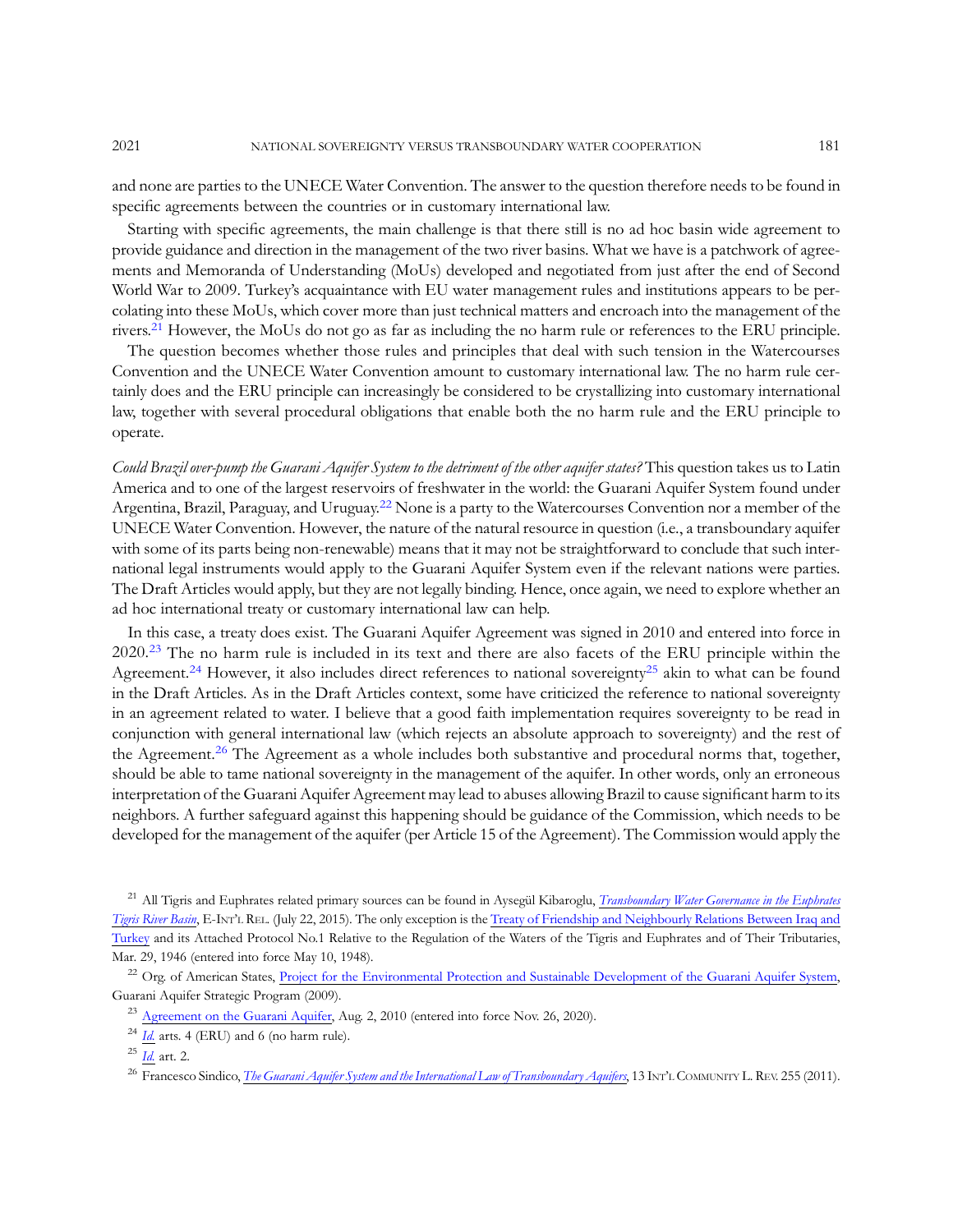and none are parties to the UNECE Water Convention. The answer to the question therefore needs to be found in specific agreements between the countries or in customary international law.

Starting with specific agreements, the main challenge is that there still is no ad hoc basin wide agreement to provide guidance and direction in the management of the two river basins. What we have is a patchwork of agreements and Memoranda of Understanding (MoUs) developed and negotiated from just after the end of Second World War to 2009. Turkey's acquaintance with EU water management rules and institutions appears to be percolating into these MoUs, which cover more than just technical matters and encroach into the management of the rivers.[21] However, the MoUs do not go as far as including the no harm rule or references to the ERU principle.

The question becomes whether those rules and principles that deal with such tension in the Watercourses Convention and the UNECE Water Convention amount to customary international law. The no harm rule certainly does and the ERU principle can increasingly be considered to be crystallizing into customary international law, together with several procedural obligations that enable both the no harm rule and the ERU principle to operate.

*Could Brazil over-pump the Guarani Aquifer System to the detriment of the other aquifer states?* This question takes us to Latin America and to one of the largest reservoirs of freshwater in the world: the Guarani Aquifer System found under Argentina, Brazil, Paraguay, and Uruguay.[22] None is a party to the Watercourses Convention nor a member of the UNECE Water Convention. However, the nature of the natural resource in question (i.e., a transboundary aquifer with some of its parts being non-renewable) means that it may not be straightforward to conclude that such international legal instruments would apply to the Guarani Aquifer System even if the relevant nations were parties. The Draft Articles would apply, but they are not legally binding. Hence, once again, we need to explore whether an ad hoc international treaty or customary international law can help.

In this case, a treaty does exist. The Guarani Aquifer Agreement was signed in 2010 and entered into force in 2020.[23] The no harm rule is included in its text and there are also facets of the ERU principle within the Agreement.[24] However, it also includes direct references to national sovereignty[25] akin to what can be found in the Draft Articles. As in the Draft Articles context, some have criticized the reference to national sovereignty in an agreement related to water. I believe that a good faith implementation requires sovereignty to be read in conjunction with general international law (which rejects an absolute approach to sovereignty) and the rest of the Agreement.[26] The Agreement as a whole includes both substantive and procedural norms that, together, should be able to tame national sovereignty in the management of the aquifer. In other words, only an erroneous interpretation of the Guarani Aquifer Agreement may lead to abuses allowing Brazil to cause significant harm to its neighbors. A further safeguard against this happening should be guidance of the Commission, which needs to be developed for the management of the aquifer (per Article 15 of the Agreement). The Commission would apply the

---

[21] All Tigris and Euphrates related primary sources can be found in Aysegül Kibaroglu, *Transboundary Water Governance in the Euphrates Tigris River Basin*, E-INT'L REL. (July 22, 2015). The only exception is the Treaty of Friendship and Neighbourly Relations Between Iraq and Turkey and its Attached Protocol No.1 Relative to the Regulation of the Waters of the Tigris and Euphrates and of Their Tributaries, Mar. 29, 1946 (entered into force May 10, 1948).

[22] Org. of American States, Project for the Environmental Protection and Sustainable Development of the Guarani Aquifer System, Guarani Aquifer Strategic Program (2009).

[23] Agreement on the Guarani Aquifer, Aug. 2, 2010 (entered into force Nov. 26, 2020).

[24] *Id.* arts. 4 (ERU) and 6 (no harm rule).

[25] *Id.* art. 2.

[26] Francesco Sindico, *The Guarani Aquifer System and the International Law of Transboundary Aquifers*, 13 INT'L COMMUNITY L. REV. 255 (2011).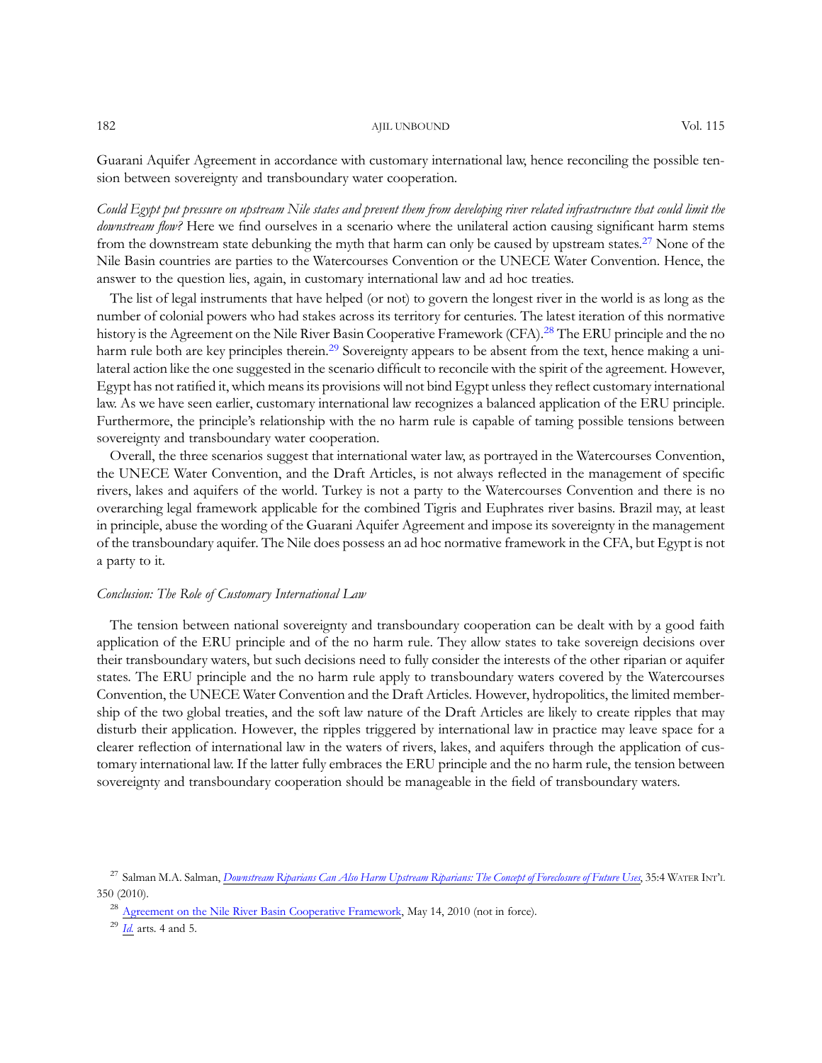Guarani Aquifer Agreement in accordance with customary international law, hence reconciling the possible tension between sovereignty and transboundary water cooperation.

*Could Egypt put pressure on upstream Nile states and prevent them from developing river related infrastructure that could limit the downstream flow?* Here we find ourselves in a scenario where the unilateral action causing significant harm stems from the downstream state debunking the myth that harm can only be caused by upstream states.[27] None of the Nile Basin countries are parties to the Watercourses Convention or the UNECE Water Convention. Hence, the answer to the question lies, again, in customary international law and ad hoc treaties.

The list of legal instruments that have helped (or not) to govern the longest river in the world is as long as the number of colonial powers who had stakes across its territory for centuries. The latest iteration of this normative history is the Agreement on the Nile River Basin Cooperative Framework (CFA).[28] The ERU principle and the no harm rule both are key principles therein.[29] Sovereignty appears to be absent from the text, hence making a unilateral action like the one suggested in the scenario difficult to reconcile with the spirit of the agreement. However, Egypt has not ratified it, which means its provisions will not bind Egypt unless they reflect customary international law. As we have seen earlier, customary international law recognizes a balanced application of the ERU principle. Furthermore, the principle's relationship with the no harm rule is capable of taming possible tensions between sovereignty and transboundary water cooperation.

Overall, the three scenarios suggest that international water law, as portrayed in the Watercourses Convention, the UNECE Water Convention, and the Draft Articles, is not always reflected in the management of specific rivers, lakes and aquifers of the world. Turkey is not a party to the Watercourses Convention and there is no overarching legal framework applicable for the combined Tigris and Euphrates river basins. Brazil may, at least in principle, abuse the wording of the Guarani Aquifer Agreement and impose its sovereignty in the management of the transboundary aquifer. The Nile does possess an ad hoc normative framework in the CFA, but Egypt is not a party to it.

### *Conclusion: The Role of Customary International Law*

The tension between national sovereignty and transboundary cooperation can be dealt with by a good faith application of the ERU principle and of the no harm rule. They allow states to take sovereign decisions over their transboundary waters, but such decisions need to fully consider the interests of the other riparian or aquifer states. The ERU principle and the no harm rule apply to transboundary waters covered by the Watercourses Convention, the UNECE Water Convention and the Draft Articles. However, hydropolitics, the limited membership of the two global treaties, and the soft law nature of the Draft Articles are likely to create ripples that may disturb their application. However, the ripples triggered by international law in practice may leave space for a clearer reflection of international law in the waters of rivers, lakes, and aquifers through the application of customary international law. If the latter fully embraces the ERU principle and the no harm rule, the tension between sovereignty and transboundary cooperation should be manageable in the field of transboundary waters.

---

[27] Salman M.A. Salman, *Downstream Riparians Can Also Harm Upstream Riparians: The Concept of Foreclosure of Future Uses*, 35:4 WATER INT'L 350 (2010).

[28] Agreement on the Nile River Basin Cooperative Framework, May 14, 2010 (not in force).

[29] *Id.* arts. 4 and 5.